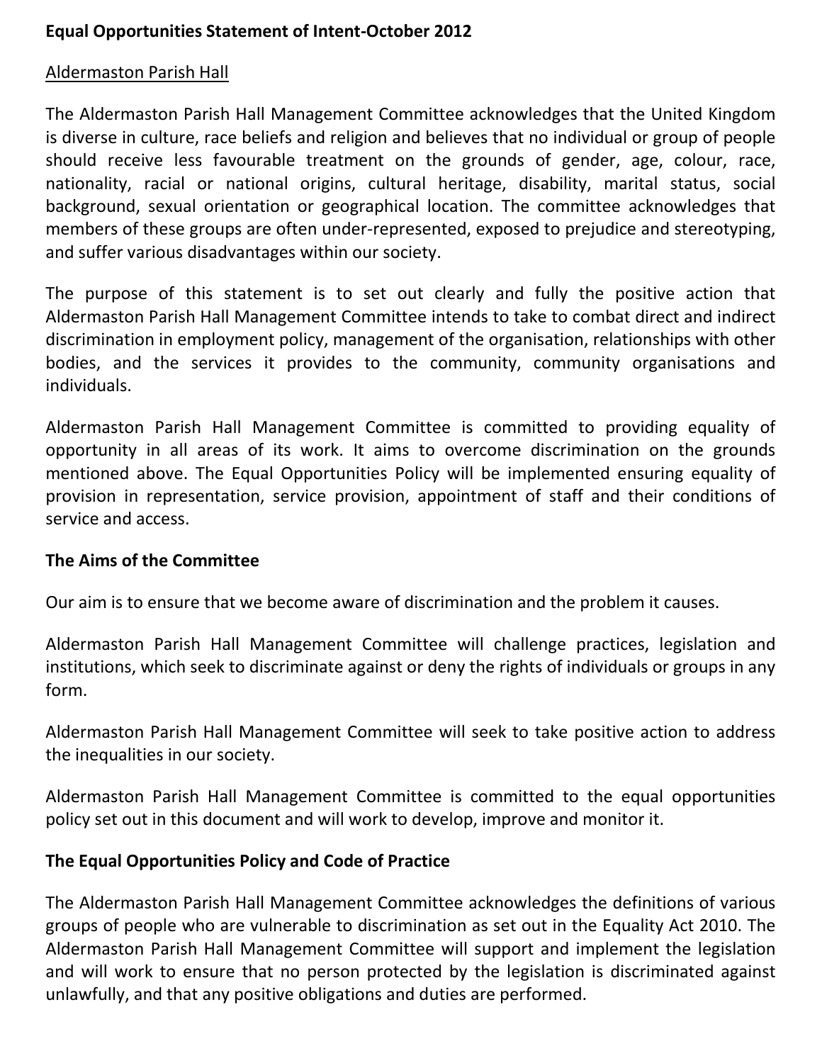**Equal Opportunities Statement of Intent-October 2012**

Aldermaston Parish Hall

The Aldermaston Parish Hall Management Committee acknowledges that the United Kingdom is diverse in culture, race beliefs and religion and believes that no individual or group of people should receive less favourable treatment on the grounds of gender, age, colour, race, nationality, racial or national origins, cultural heritage, disability, marital status, social background, sexual orientation or geographical location. The committee acknowledges that members of these groups are often under-represented, exposed to prejudice and stereotyping, and suffer various disadvantages within our society.

The purpose of this statement is to set out clearly and fully the positive action that Aldermaston Parish Hall Management Committee intends to take to combat direct and indirect discrimination in employment policy, management of the organisation, relationships with other bodies, and the services it provides to the community, community organisations and individuals.

Aldermaston Parish Hall Management Committee is committed to providing equality of opportunity in all areas of its work. It aims to overcome discrimination on the grounds mentioned above. The Equal Opportunities Policy will be implemented ensuring equality of provision in representation, service provision, appointment of staff and their conditions of service and access.

**The Aims of the Committee**

Our aim is to ensure that we become aware of discrimination and the problem it causes.

Aldermaston Parish Hall Management Committee will challenge practices, legislation and institutions, which seek to discriminate against or deny the rights of individuals or groups in any form.

Aldermaston Parish Hall Management Committee will seek to take positive action to address the inequalities in our society.

Aldermaston Parish Hall Management Committee is committed to the equal opportunities policy set out in this document and will work to develop, improve and monitor it.

**The Equal Opportunities Policy and Code of Practice**

The Aldermaston Parish Hall Management Committee acknowledges the definitions of various groups of people who are vulnerable to discrimination as set out in the Equality Act 2010. The Aldermaston Parish Hall Management Committee will support and implement the legislation and will work to ensure that no person protected by the legislation is discriminated against unlawfully, and that any positive obligations and duties are performed.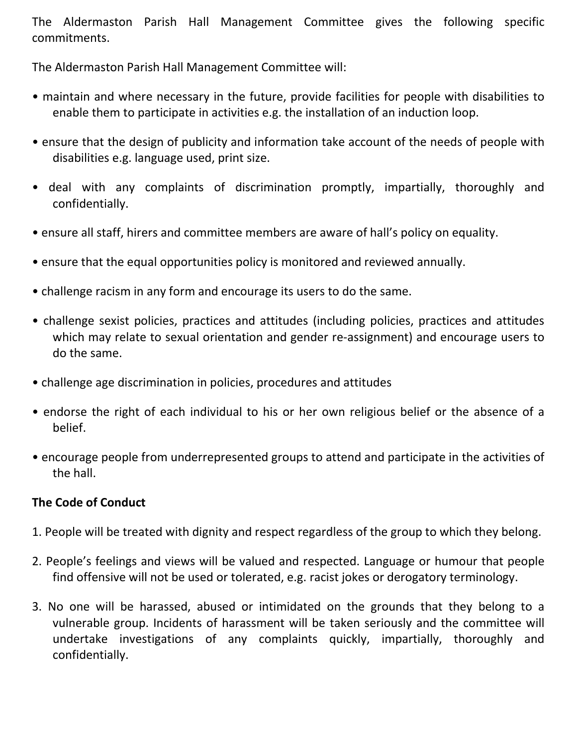The Aldermaston Parish Hall Management Committee gives the following specific commitments.

The Aldermaston Parish Hall Management Committee will:

- maintain and where necessary in the future, provide facilities for people with disabilities to enable them to participate in activities e.g. the installation of an induction loop.
- ensure that the design of publicity and information take account of the needs of people with disabilities e.g. language used, print size.
- deal with any complaints of discrimination promptly, impartially, thoroughly and confidentially.
- ensure all staff, hirers and committee members are aware of hall's policy on equality.
- ensure that the equal opportunities policy is monitored and reviewed annually.
- challenge racism in any form and encourage its users to do the same.
- challenge sexist policies, practices and attitudes (including policies, practices and attitudes which may relate to sexual orientation and gender re-assignment) and encourage users to do the same.
- challenge age discrimination in policies, procedures and attitudes
- endorse the right of each individual to his or her own religious belief or the absence of a belief.
- encourage people from underrepresented groups to attend and participate in the activities of the hall.

**The Code of Conduct**

1. People will be treated with dignity and respect regardless of the group to which they belong.
2. People's feelings and views will be valued and respected. Language or humour that people find offensive will not be used or tolerated, e.g. racist jokes or derogatory terminology.
3. No one will be harassed, abused or intimidated on the grounds that they belong to a vulnerable group. Incidents of harassment will be taken seriously and the committee will undertake investigations of any complaints quickly, impartially, thoroughly and confidentially.